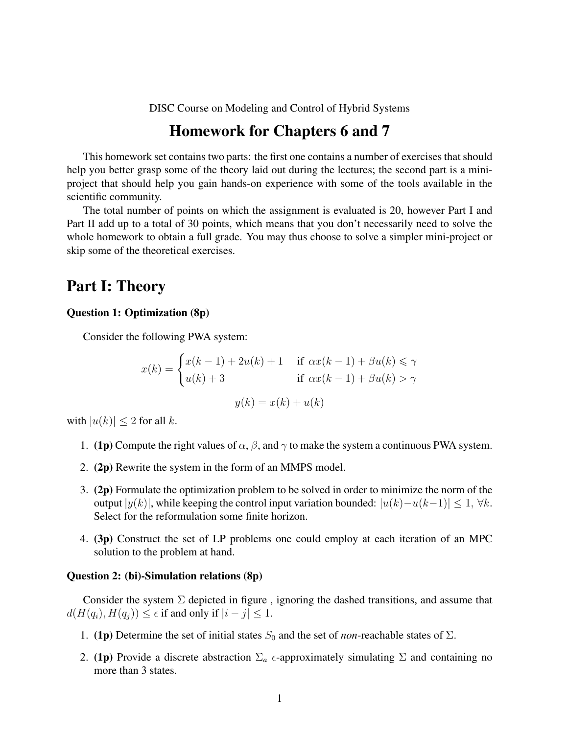DISC Course on Modeling and Control of Hybrid Systems

# Homework for Chapters 6 and 7

This homework set contains two parts: the first one contains a number of exercises that should help you better grasp some of the theory laid out during the lectures; the second part is a mini-project that should help you gain hands-on experience with some of the tools available in the scientific community.

The total number of points on which the assignment is evaluated is 20, however Part I and Part II add up to a total of 30 points, which means that you don't necessarily need to solve the whole homework to obtain a full grade. You may thus choose to solve a simpler mini-project or skip some of the theoretical exercises.

## Part I: Theory

### Question 1: Optimization (8p)

Consider the following PWA system:

$$x(k) = \begin{cases} x(k-1) + 2u(k) + 1 & \text{if } \alpha x(k-1) + \beta u(k) \leqslant \gamma \\ u(k) + 3 & \text{if } \alpha x(k-1) + \beta u(k) > \gamma \end{cases}$$

$$y(k) = x(k) + u(k)$$

with $|u(k)| \leq 2$ for all $k$.

1. **(1p)** Compute the right values of $\alpha$, $\beta$, and $\gamma$ to make the system a continuous PWA system.
2. **(2p)** Rewrite the system in the form of an MMPS model.
3. **(2p)** Formulate the optimization problem to be solved in order to minimize the norm of the output $|y(k)|$, while keeping the control input variation bounded: $|u(k) - u(k-1)| \leq 1$, $\forall k$. Select for the reformulation some finite horizon.
4. **(3p)** Construct the set of LP problems one could employ at each iteration of an MPC solution to the problem at hand.

### Question 2: (bi)-Simulation relations (8p)

Consider the system $\Sigma$ depicted in figure , ignoring the dashed transitions, and assume that $d(H(q_i), H(q_j)) \leq \epsilon$ if and only if $|i - j| \leq 1$.

1. **(1p)** Determine the set of initial states $S_0$ and the set of *non*-reachable states of $\Sigma$.
2. **(1p)** Provide a discrete abstraction $\Sigma_a$ $\epsilon$-approximately simulating $\Sigma$ and containing no more than 3 states.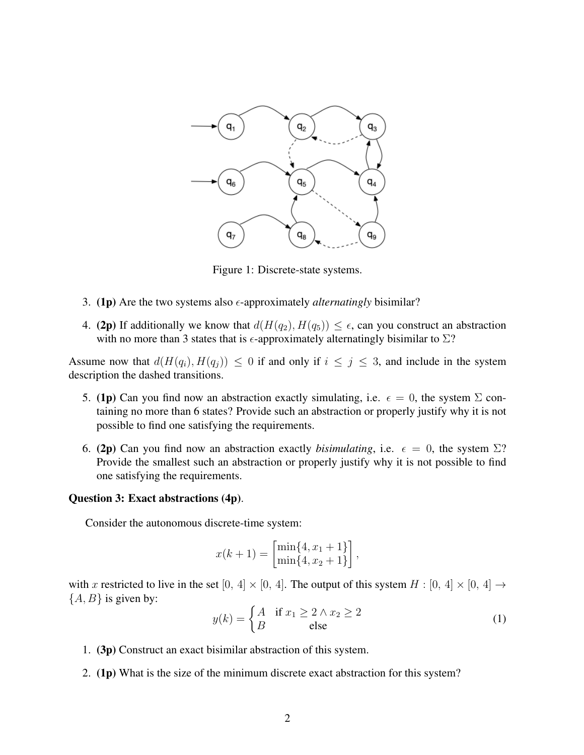Figure 1: Discrete-state systems.

3. **(1p)** Are the two systems also $\epsilon$-approximately *alternatingly* bisimilar?

4. **(2p)** If additionally we know that $d(H(q_2), H(q_5)) \leq \epsilon$, can you construct an abstraction with no more than 3 states that is $\epsilon$-approximately alternatingly bisimilar to $\Sigma$?

Assume now that $d(H(q_i), H(q_j)) \leq 0$ if and only if $i \leq j \leq 3$, and include in the system description the dashed transitions.

5. **(1p)** Can you find now an abstraction exactly simulating, i.e. $\epsilon = 0$, the system $\Sigma$ containing no more than 6 states? Provide such an abstraction or properly justify why it is not possible to find one satisfying the requirements.

6. **(2p)** Can you find now an abstraction exactly *bisimulating*, i.e. $\epsilon = 0$, the system $\Sigma$? Provide the smallest such an abstraction or properly justify why it is not possible to find one satisfying the requirements.

**Question 3: Exact abstractions (4p)**.

Consider the autonomous discrete-time system:

$$x(k+1) = \begin{bmatrix} \min\{4, x_1 + 1\} \\ \min\{4, x_2 + 1\} \end{bmatrix},$$

with $x$ restricted to live in the set $[0, 4] \times [0, 4]$. The output of this system $H : [0, 4] \times [0, 4] \to \{A, B\}$ is given by:

$$y(k) = \begin{cases} A & \text{if } x_1 \geq 2 \wedge x_2 \geq 2 \\ B & \text{else} \end{cases} \tag{1}$$

1. **(3p)** Construct an exact bisimilar abstraction of this system.

2. **(1p)** What is the size of the minimum discrete exact abstraction for this system?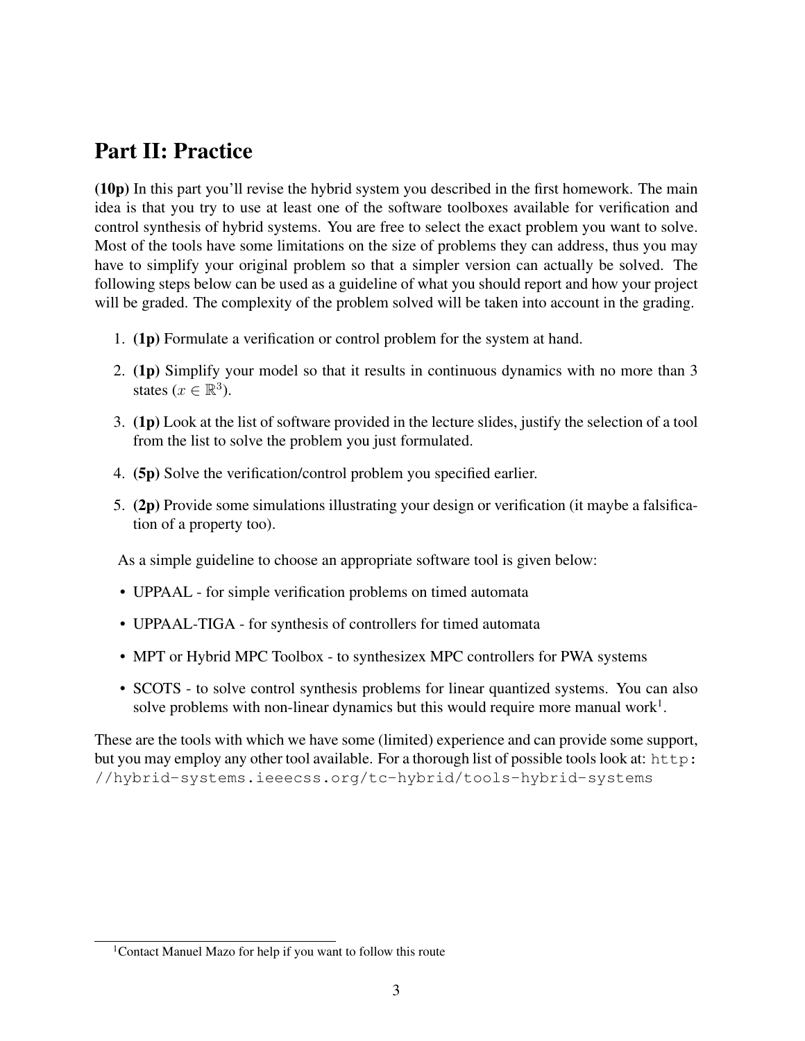# Part II: Practice

**(10p)** In this part you'll revise the hybrid system you described in the first homework. The main idea is that you try to use at least one of the software toolboxes available for verification and control synthesis of hybrid systems. You are free to select the exact problem you want to solve. Most of the tools have some limitations on the size of problems they can address, thus you may have to simplify your original problem so that a simpler version can actually be solved. The following steps below can be used as a guideline of what you should report and how your project will be graded. The complexity of the problem solved will be taken into account in the grading.

1. **(1p)** Formulate a verification or control problem for the system at hand.
2. **(1p)** Simplify your model so that it results in continuous dynamics with no more than 3 states ($x \in \mathbb{R}^3$).
3. **(1p)** Look at the list of software provided in the lecture slides, justify the selection of a tool from the list to solve the problem you just formulated.
4. **(5p)** Solve the verification/control problem you specified earlier.
5. **(2p)** Provide some simulations illustrating your design or verification (it maybe a falsification of a property too).

As a simple guideline to choose an appropriate software tool is given below:

- UPPAAL - for simple verification problems on timed automata
- UPPAAL-TIGA - for synthesis of controllers for timed automata
- MPT or Hybrid MPC Toolbox - to synthesizex MPC controllers for PWA systems
- SCOTS - to solve control synthesis problems for linear quantized systems. You can also solve problems with non-linear dynamics but this would require more manual work[1].

These are the tools with which we have some (limited) experience and can provide some support, but you may employ any other tool available. For a thorough list of possible tools look at: `http://hybrid-systems.ieeecss.org/tc-hybrid/tools-hybrid-systems`

[1]Contact Manuel Mazo for help if you want to follow this route